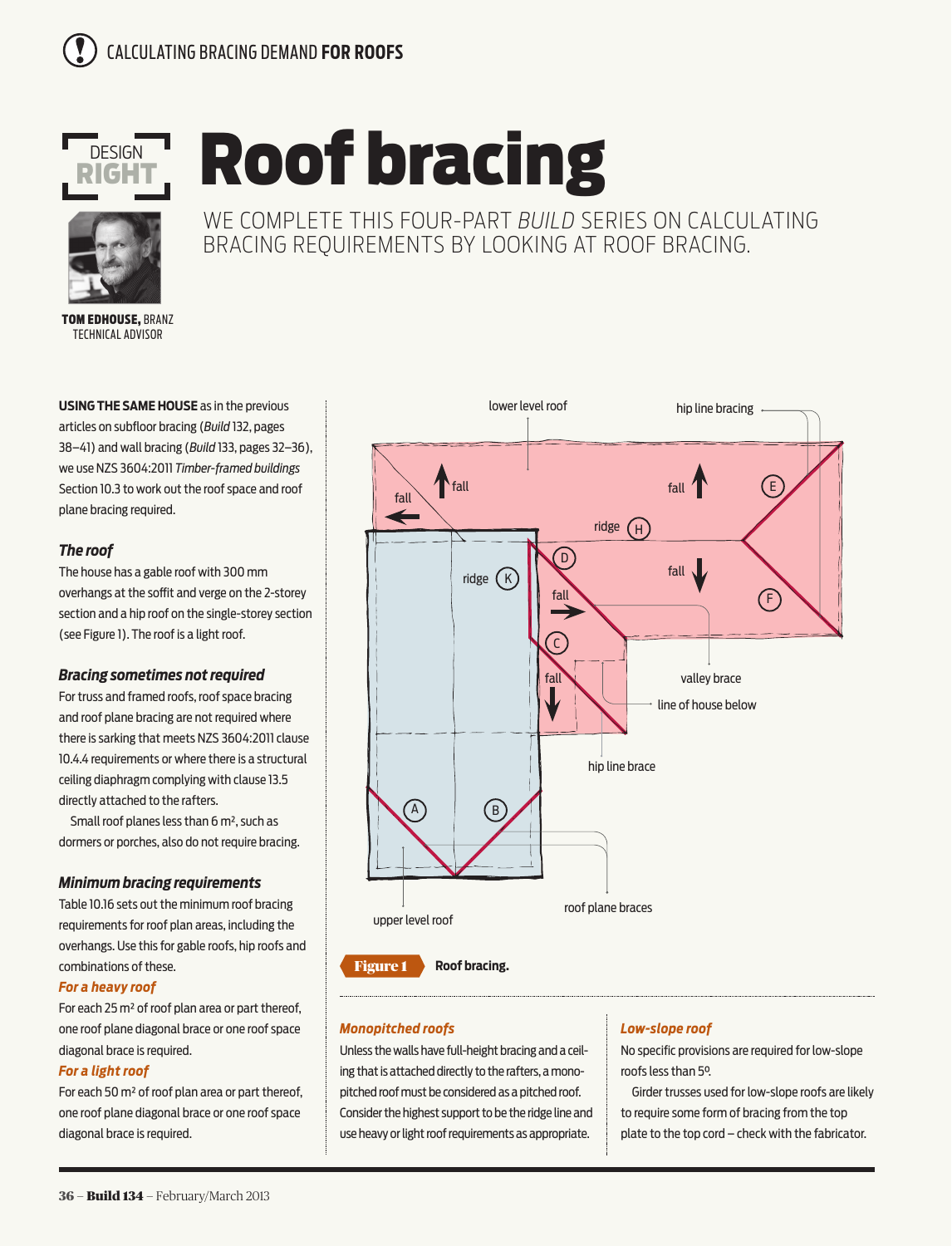CALCULATING BRACING DEMAND **FOR ROOFS**

DESIGN RIGHT

# Roof bracing

WE COMPLETE THIS FOUR-PART *BUILD* SERIES ON CALCULATING BRACING REQUIREMENTS BY LOOKING AT ROOF BRACING.

**TOM EDHOUSE,** BRANZ TECHNICAL ADVISOR

**USING THE SAME HOUSE** as in the previous articles on subfloor bracing (*Build* 132, pages 38–41) and wall bracing (*Build* 133, pages 32–36), we use NZS 3604:2011 *Timber-framed buildings* Section 10.3 to work out the roof space and roof plane bracing required.

### *The roof*

The house has a gable roof with 300 mm overhangs at the soffit and verge on the 2-storey section and a hip roof on the single-storey section (see Figure 1). The roof is a light roof.

### *Bracing sometimes not required*

For truss and framed roofs, roof space bracing and roof plane bracing are not required where there is sarking that meets NZS 3604:2011 clause 10.4.4 requirements or where there is a structural ceiling diaphragm complying with clause 13.5 directly attached to the rafters.

Small roof planes less than 6 m², such as dormers or porches, also do not require bracing.

### *Minimum bracing requirements*

Table 10.16 sets out the minimum roof bracing requirements for roof plan areas, including the overhangs. Use this for gable roofs, hip roofs and combinations of these.

#### *For a heavy roof*

For each 25 m² of roof plan area or part thereof, one roof plane diagonal brace or one roof space diagonal brace is required.

#### *For a light roof*

For each 50 m² of roof plan area or part thereof, one roof plane diagonal brace or one roof space diagonal brace is required.

**Figure 1** Roof bracing.

### *Monopitched roofs*

Unless the walls have full-height bracing and a ceiling that is attached directly to the rafters, a monopitched roof must be considered as a pitched roof. Consider the highest support to be the ridge line and use heavy or light roof requirements as appropriate.

### *Low-slope roof*

No specific provisions are required for low-slope roofs less than 5º.

Girder trusses used for low-slope roofs are likely to require some form of bracing from the top plate to the top cord – check with the fabricator.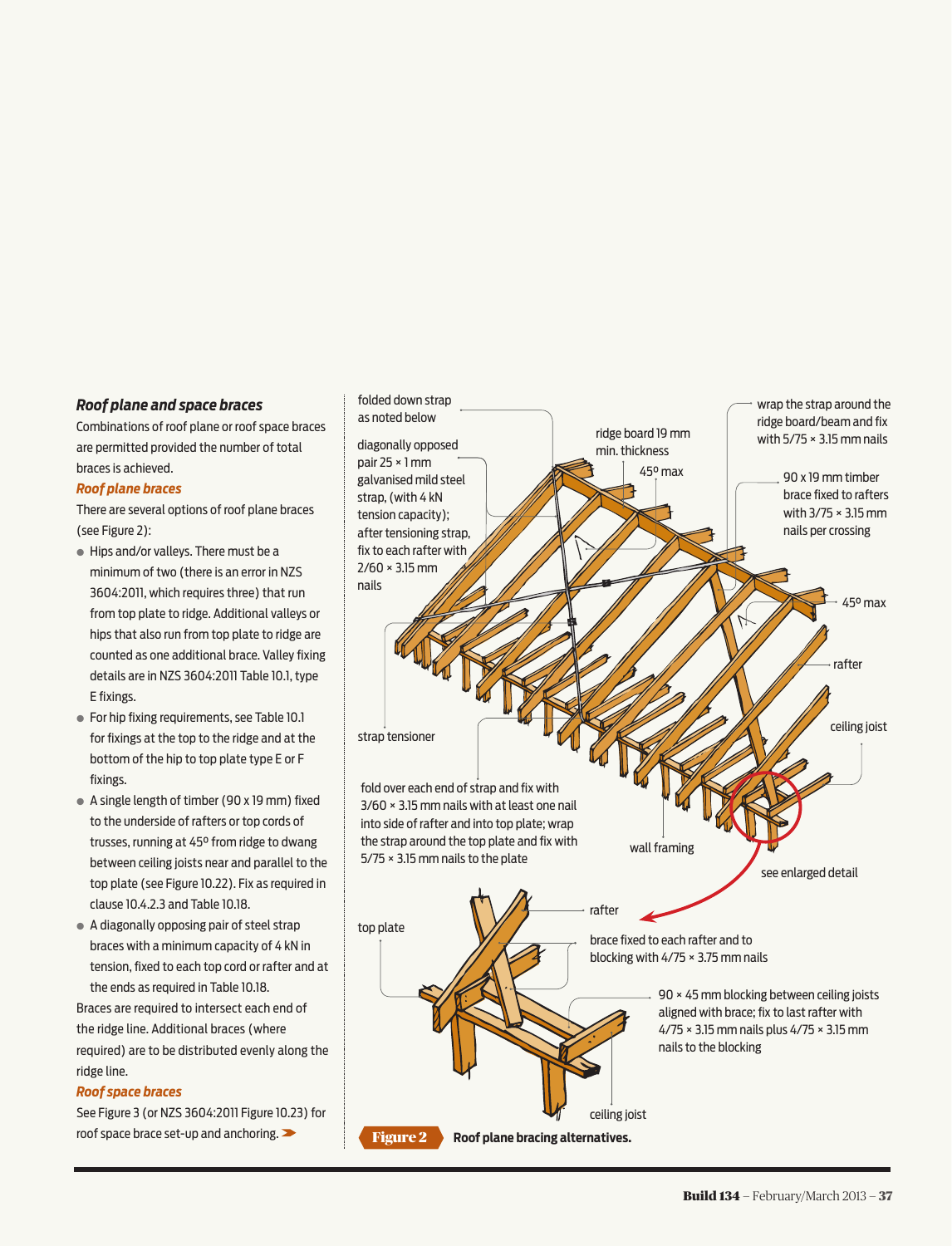### *Roof plane and space braces*

Combinations of roof plane or roof space braces are permitted provided the number of total braces is achieved.

#### *Roof plane braces*

There are several options of roof plane braces (see Figure 2):

- Hips and/or valleys. There must be a minimum of two (there is an error in NZS 3604:2011, which requires three) that run from top plate to ridge. Additional valleys or hips that also run from top plate to ridge are counted as one additional brace. Valley fixing details are in NZS 3604:2011 Table 10.1, type E fixings.
- For hip fixing requirements, see Table 10.1 for fixings at the top to the ridge and at the bottom of the hip to top plate type E or F fixings.
- A single length of timber (90 x 19 mm) fixed to the underside of rafters or top cords of trusses, running at 45º from ridge to dwang between ceiling joists near and parallel to the top plate (see Figure 10.22). Fix as required in clause 10.4.2.3 and Table 10.18.
- A diagonally opposing pair of steel strap braces with a minimum capacity of 4 kN in tension, fixed to each top cord or rafter and at the ends as required in Table 10.18.

Braces are required to intersect each end of the ridge line. Additional braces (where required) are to be distributed evenly along the ridge line.

#### *Roof space braces*

See Figure 3 (or NZS 3604:2011 Figure 10.23) for roof space brace set-up and anchoring.

folded down strap as noted below

diagonally opposed pair 25 × 1 mm galvanised mild steel strap, (with 4 kN tension capacity); after tensioning strap, fix to each rafter with 2/60 × 3.15 mm nails

ridge board 19 mm min. thickness

45º max

wrap the strap around the ridge board/beam and fix with 5/75 × 3.15 mm nails

90 x 19 mm timber brace fixed to rafters with 3/75 × 3.15 mm nails per crossing

45º max

rafter

ceiling joist

strap tensioner

fold over each end of strap and fix with 3/60 × 3.15 mm nails with at least one nail into side of rafter and into top plate; wrap the strap around the top plate and fix with 5/75 × 3.15 mm nails to the plate

wall framing

see enlarged detail

top plate

rafter

brace fixed to each rafter and to blocking with 4/75 × 3.75 mm nails

90 × 45 mm blocking between ceiling joists aligned with brace; fix to last rafter with 4/75 × 3.15 mm nails plus 4/75 × 3.15 mm nails to the blocking

ceiling joist

**Figure 2** **Roof plane bracing alternatives.**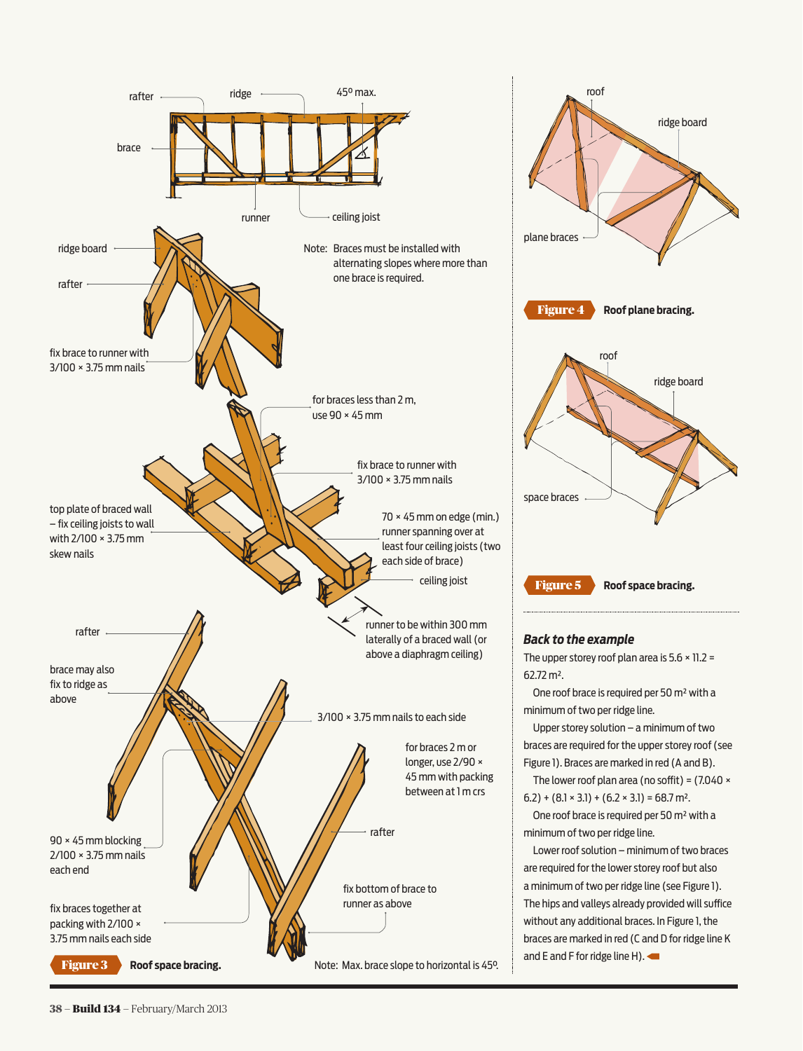rafter

ridge

45º max.

brace

runner

ceiling joist

ridge board

rafter

Note: Braces must be installed with alternating slopes where more than one brace is required.

fix brace to runner with 3/100 × 3.75 mm nails

for braces less than 2 m, use 90 × 45 mm

fix brace to runner with 3/100 × 3.75 mm nails

top plate of braced wall – fix ceiling joists to wall with 2/100 × 3.75 mm skew nails

70 × 45 mm on edge (min.) runner spanning over at least four ceiling joists (two each side of brace)

ceiling joist

runner to be within 300 mm laterally of a braced wall (or above a diaphragm ceiling)

rafter

brace may also fix to ridge as above

3/100 × 3.75 mm nails to each side

for braces 2 m or longer, use 2/90 × 45 mm with packing between at 1 m crs

90 × 45 mm blocking 2/100 × 3.75 mm nails each end

rafter

fix bottom of brace to runner as above

fix braces together at packing with 2/100 × 3.75 mm nails each side

**Figure 3** **Roof space bracing.**

Note: Max. brace slope to horizontal is 45º.

roof

ridge board

plane braces

**Figure 4** **Roof plane bracing.**

roof

ridge board

space braces

**Figure 5** **Roof space bracing.**

### *Back to the example*

The upper storey roof plan area is 5.6 × 11.2 = 62.72 m².

One roof brace is required per 50 m² with a minimum of two per ridge line.

Upper storey solution – a minimum of two braces are required for the upper storey roof (see Figure 1). Braces are marked in red (A and B).

The lower roof plan area (no soffit) = (7.040 × 6.2) + (8.1 × 3.1) + (6.2 × 3.1) = 68.7 m².

One roof brace is required per 50 m² with a minimum of two per ridge line.

Lower roof solution – minimum of two braces are required for the lower storey roof but also a minimum of two per ridge line (see Figure 1). The hips and valleys already provided will suffice without any additional braces. In Figure 1, the braces are marked in red (C and D for ridge line K and E and F for ridge line H).